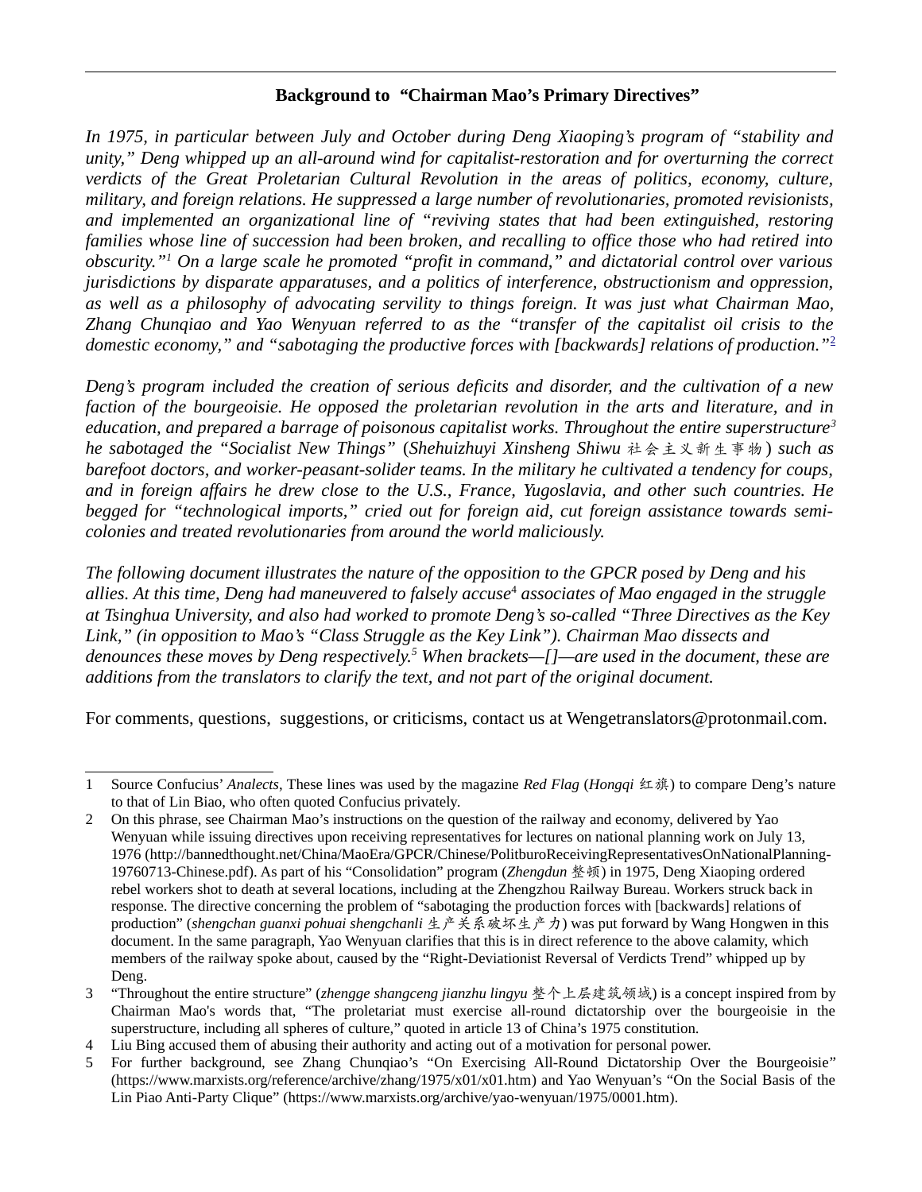**Background to "Chairman Mao's Primary Directives"**

*In 1975, in particular between July and October during Deng Xiaoping's program of "stability and unity," Deng whipped up an all-around wind for capitalist-restoration and for overturning the correct verdicts of the Great Proletarian Cultural Revolution in the areas of politics, economy, culture, military, and foreign relations. He suppressed a large number of revolutionaries, promoted revisionists, and implemented an organizational line of "reviving states that had been extinguished, restoring families whose line of succession had been broken, and recalling to office those who had retired into obscurity."[1] On a large scale he promoted "profit in command," and dictatorial control over various jurisdictions by disparate apparatuses, and a politics of interference, obstructionism and oppression, as well as a philosophy of advocating servility to things foreign. It was just what Chairman Mao, Zhang Chunqiao and Yao Wenyuan referred to as the "transfer of the capitalist oil crisis to the domestic economy," and "sabotaging the productive forces with [backwards] relations of production."[2]*

*Deng's program included the creation of serious deficits and disorder, and the cultivation of a new faction of the bourgeoisie. He opposed the proletarian revolution in the arts and literature, and in education, and prepared a barrage of poisonous capitalist works. Throughout the entire superstructure[3] he sabotaged the "Socialist New Things" (Shehuizhuyi Xinsheng Shiwu 社会主义新生事物) such as barefoot doctors, and worker-peasant-solider teams. In the military he cultivated a tendency for coups, and in foreign affairs he drew close to the U.S., France, Yugoslavia, and other such countries. He begged for "technological imports," cried out for foreign aid, cut foreign assistance towards semi-colonies and treated revolutionaries from around the world maliciously.*

*The following document illustrates the nature of the opposition to the GPCR posed by Deng and his allies. At this time, Deng had maneuvered to falsely accuse[4] associates of Mao engaged in the struggle at Tsinghua University, and also had worked to promote Deng's so-called "Three Directives as the Key Link," (in opposition to Mao's "Class Struggle as the Key Link"). Chairman Mao dissects and denounces these moves by Deng respectively.[5] When brackets—[]—are used in the document, these are additions from the translators to clarify the text, and not part of the original document.*

For comments, questions, suggestions, or criticisms, contact us at Wengetranslators@protonmail.com.

---

1 Source Confucius' *Analects*, These lines was used by the magazine *Red Flag* (*Hongqi* 红旗) to compare Deng's nature to that of Lin Biao, who often quoted Confucius privately.

2 On this phrase, see Chairman Mao's instructions on the question of the railway and economy, delivered by Yao Wenyuan while issuing directives upon receiving representatives for lectures on national planning work on July 13, 1976 (http://bannedthought.net/China/MaoEra/GPCR/Chinese/PolitburoReceivingRepresentativesOnNationalPlanning-19760713-Chinese.pdf). As part of his "Consolidation" program (*Zhengdun* 整顿) in 1975, Deng Xiaoping ordered rebel workers shot to death at several locations, including at the Zhengzhou Railway Bureau. Workers struck back in response. The directive concerning the problem of "sabotaging the production forces with [backwards] relations of production" (*shengchan guanxi pohuai shengchanli* 生产关系破坏生产力) was put forward by Wang Hongwen in this document. In the same paragraph, Yao Wenyuan clarifies that this is in direct reference to the above calamity, which members of the railway spoke about, caused by the "Right-Deviationist Reversal of Verdicts Trend" whipped up by Deng.

3 "Throughout the entire structure" (*zhengge shangceng jianzhu lingyu* 整个上层建筑领域) is a concept inspired from by Chairman Mao's words that, "The proletariat must exercise all-round dictatorship over the bourgeoisie in the superstructure, including all spheres of culture," quoted in article 13 of China's 1975 constitution.

4 Liu Bing accused them of abusing their authority and acting out of a motivation for personal power.

5 For further background, see Zhang Chunqiao's "On Exercising All-Round Dictatorship Over the Bourgeoisie" (https://www.marxists.org/reference/archive/zhang/1975/x01/x01.htm) and Yao Wenyuan's "On the Social Basis of the Lin Piao Anti-Party Clique" (https://www.marxists.org/archive/yao-wenyuan/1975/0001.htm).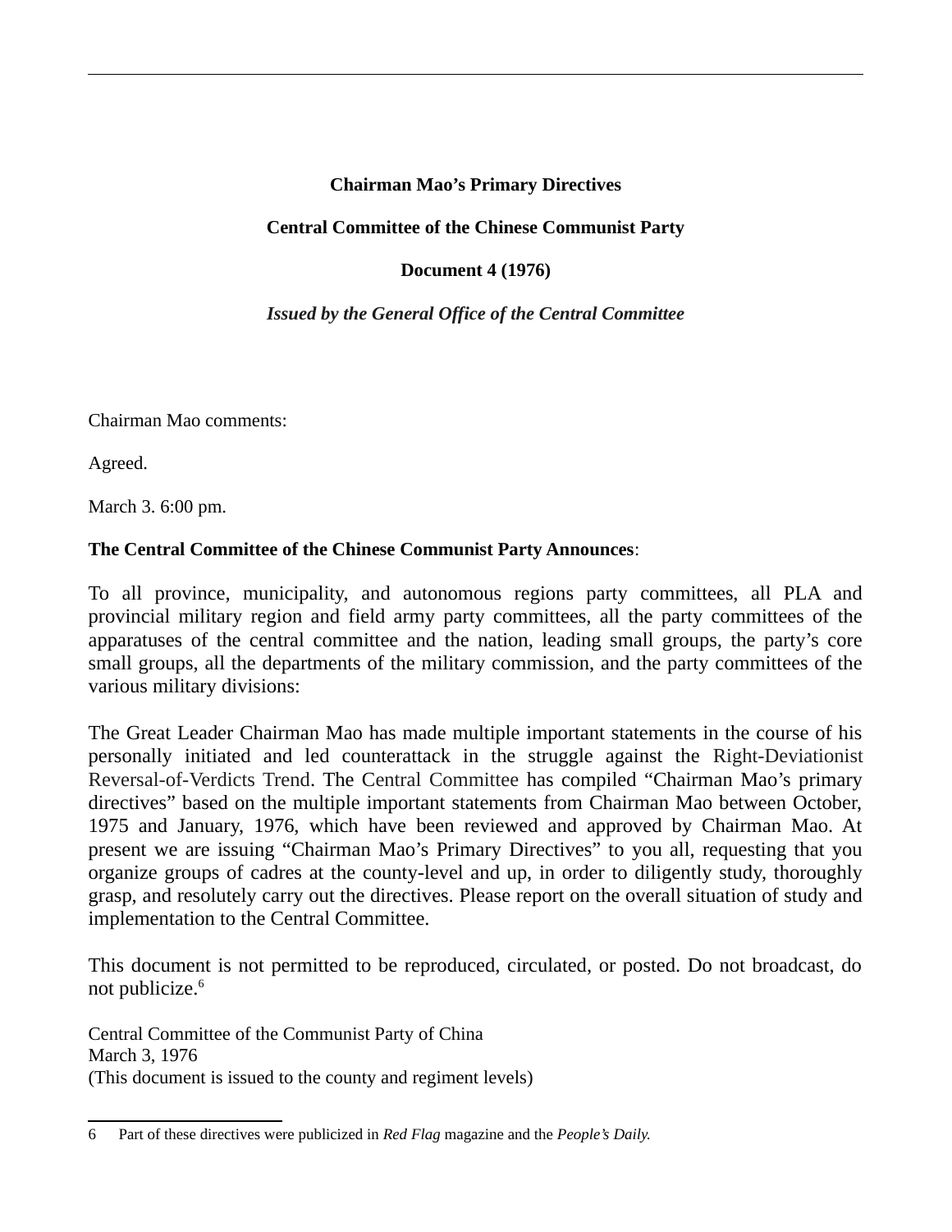**Chairman Mao’s Primary Directives**

**Central Committee of the Chinese Communist Party**

**Document 4 (1976)**

***Issued by the General Office of the Central Committee***

Chairman Mao comments:

Agreed.

March 3. 6:00 pm.

**The Central Committee of the Chinese Communist Party Announces**:

To all province, municipality, and autonomous regions party committees, all PLA and provincial military region and field army party committees, all the party committees of the apparatuses of the central committee and the nation, leading small groups, the party’s core small groups, all the departments of the military commission, and the party committees of the various military divisions:

The Great Leader Chairman Mao has made multiple important statements in the course of his personally initiated and led counterattack in the struggle against the Right-Deviationist Reversal-of-Verdicts Trend. The Central Committee has compiled “Chairman Mao’s primary directives” based on the multiple important statements from Chairman Mao between October, 1975 and January, 1976, which have been reviewed and approved by Chairman Mao. At present we are issuing “Chairman Mao’s Primary Directives” to you all, requesting that you organize groups of cadres at the county-level and up, in order to diligently study, thoroughly grasp, and resolutely carry out the directives. Please report on the overall situation of study and implementation to the Central Committee.

This document is not permitted to be reproduced, circulated, or posted. Do not broadcast, do not publicize.[6]

Central Committee of the Communist Party of China
March 3, 1976
(This document is issued to the county and regiment levels)

---

6 Part of these directives were publicized in *Red Flag* magazine and the *People’s Daily.*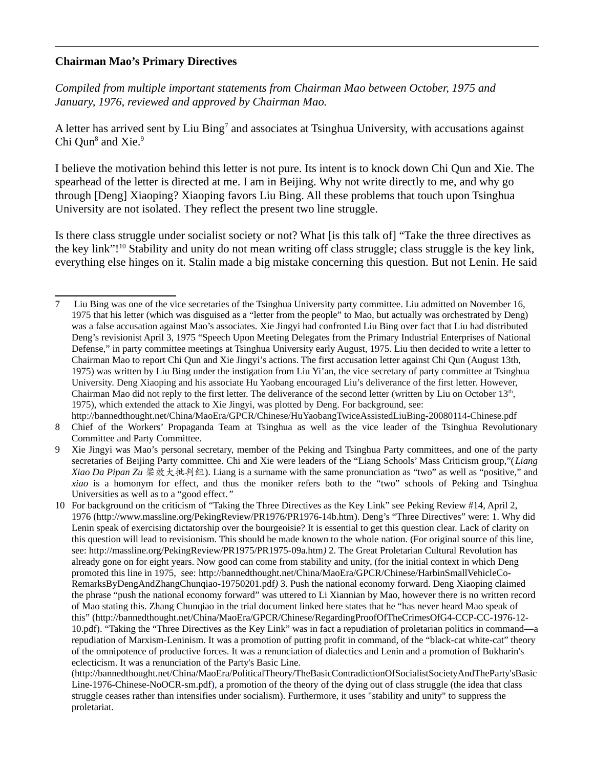**Chairman Mao's Primary Directives**

*Compiled from multiple important statements from Chairman Mao between October, 1975 and January, 1976, reviewed and approved by Chairman Mao.*

A letter has arrived sent by Liu Bing[7] and associates at Tsinghua University, with accusations against Chi Qun[8] and Xie.[9]

I believe the motivation behind this letter is not pure. Its intent is to knock down Chi Qun and Xie. The spearhead of the letter is directed at me. I am in Beijing. Why not write directly to me, and why go through [Deng] Xiaoping? Xiaoping favors Liu Bing. All these problems that touch upon Tsinghua University are not isolated. They reflect the present two line struggle.

Is there class struggle under socialist society or not? What [is this talk of] "Take the three directives as the key link"![10] Stability and unity do not mean writing off class struggle; class struggle is the key link, everything else hinges on it. Stalin made a big mistake concerning this question. But not Lenin. He said

---

7 Liu Bing was one of the vice secretaries of the Tsinghua University party committee. Liu admitted on November 16, 1975 that his letter (which was disguised as a "letter from the people" to Mao, but actually was orchestrated by Deng) was a false accusation against Mao's associates. Xie Jingyi had confronted Liu Bing over fact that Liu had distributed Deng's revisionist April 3, 1975 "Speech Upon Meeting Delegates from the Primary Industrial Enterprises of National Defense," in party committee meetings at Tsinghua University early August, 1975. Liu then decided to write a letter to Chairman Mao to report Chi Qun and Xie Jingyi's actions. The first accusation letter against Chi Qun (August 13th, 1975) was written by Liu Bing under the instigation from Liu Yi'an, the vice secretary of party committee at Tsinghua University. Deng Xiaoping and his associate Hu Yaobang encouraged Liu's deliverance of the first letter. However, Chairman Mao did not reply to the first letter. The deliverance of the second letter (written by Liu on October 13th, 1975), which extended the attack to Xie Jingyi, was plotted by Deng. For background, see: http://bannedthought.net/China/MaoEra/GPCR/Chinese/HuYaobangTwiceAssistedLiuBing-20080114-Chinese.pdf

8 Chief of the Workers' Propaganda Team at Tsinghua as well as the vice leader of the Tsinghua Revolutionary Committee and Party Committee.

9 Xie Jingyi was Mao's personal secretary, member of the Peking and Tsinghua Party committees, and one of the party secretaries of Beijing Party committee. Chi and Xie were leaders of the "Liang Schools' Mass Criticism group,"(*Liang Xiao Da Pipan Zu* 梁效大批判组). Liang is a surname with the same pronunciation as "two" as well as "positive," and *xiao* is a homonym for effect, and thus the moniker refers both to the "two" schools of Peking and Tsinghua Universities as well as to a "good effect."

10 For background on the criticism of "Taking the Three Directives as the Key Link" see Peking Review #14, April 2, 1976 (http://www.massline.org/PekingReview/PR1976/PR1976-14b.htm). Deng's "Three Directives" were: 1. Why did Lenin speak of exercising dictatorship over the bourgeoisie? It is essential to get this question clear. Lack of clarity on this question will lead to revisionism. This should be made known to the whole nation. (For original source of this line, see: http://massline.org/PekingReview/PR1975/PR1975-09a.htm) 2. The Great Proletarian Cultural Revolution has already gone on for eight years. Now good can come from stability and unity, (for the initial context in which Deng promoted this line in 1975, see: http://bannedthought.net/China/MaoEra/GPCR/Chinese/HarbinSmallVehicleCo-RemarksByDengAndZhangChunqiao-19750201.pdf) 3. Push the national economy forward. Deng Xiaoping claimed the phrase "push the national economy forward" was uttered to Li Xiannian by Mao, however there is no written record of Mao stating this. Zhang Chunqiao in the trial document linked here states that he "has never heard Mao speak of this" (http://bannedthought.net/China/MaoEra/GPCR/Chinese/RegardingProofOfTheCrimesOfG4-CCP-CC-1976-12-10.pdf). "Taking the "Three Directives as the Key Link" was in fact a repudiation of proletarian politics in command—a repudiation of Marxism-Leninism. It was a promotion of putting profit in command, of the "black-cat white-cat" theory of the omnipotence of productive forces. It was a renunciation of dialectics and Lenin and a promotion of Bukharin's eclecticism. It was a renunciation of the Party's Basic Line. (http://bannedthought.net/China/MaoEra/PoliticalTheory/TheBasicContradictionOfSocialistSocietyAndTheParty'sBasicLine-1976-Chinese-NoOCR-sm.pdf), a promotion of the theory of the dying out of class struggle (the idea that class struggle ceases rather than intensifies under socialism). Furthermore, it uses "stability and unity" to suppress the proletariat.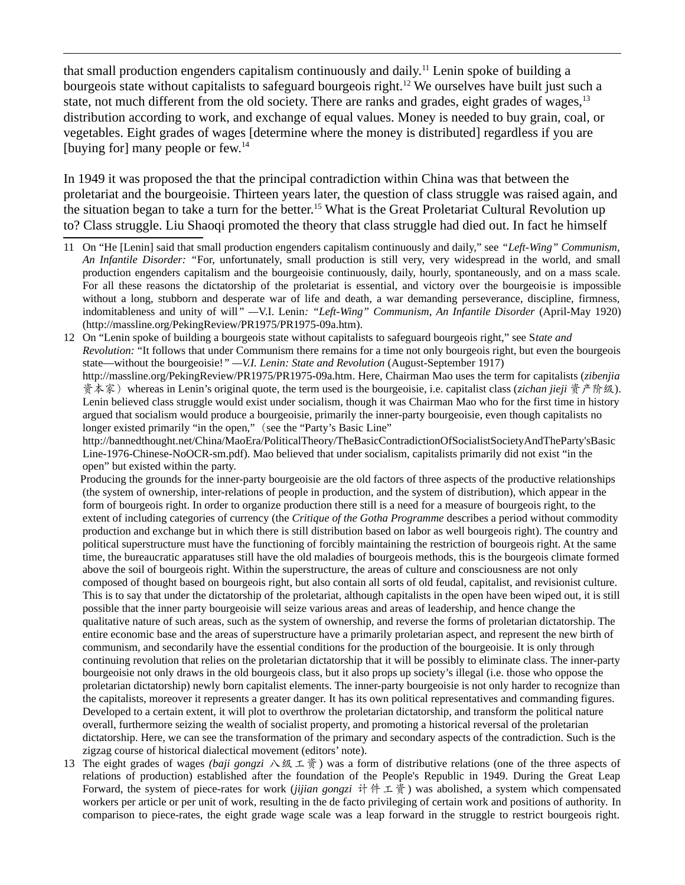that small production engenders capitalism continuously and daily.[11] Lenin spoke of building a bourgeois state without capitalists to safeguard bourgeois right.[12] We ourselves have built just such a state, not much different from the old society. There are ranks and grades, eight grades of wages,[13] distribution according to work, and exchange of equal values. Money is needed to buy grain, coal, or vegetables. Eight grades of wages [determine where the money is distributed] regardless if you are [buying for] many people or few.[14]

In 1949 it was proposed the that the principal contradiction within China was that between the proletariat and the bourgeoisie. Thirteen years later, the question of class struggle was raised again, and the situation began to take a turn for the better.[15] What is the Great Proletariat Cultural Revolution up to? Class struggle. Liu Shaoqi promoted the theory that class struggle had died out. In fact he himself

---

11 On "He [Lenin] said that small production engenders capitalism continuously and daily," see *"Left-Wing" Communism, An Infantile Disorder:* "For, unfortunately, small production is still very, very widespread in the world, and small production engenders capitalism and the bourgeoisie continuously, daily, hourly, spontaneously, and on a mass scale. For all these reasons the dictatorship of the proletariat is essential, and victory over the bourgeoisie is impossible without a long, stubborn and desperate war of life and death, a war demanding perseverance, discipline, firmness, indomitableness and unity of will*"* —V.I. Lenin*: "Left-Wing" Communism, An Infantile Disorder* (April-May 1920) (http://massline.org/PekingReview/PR1975/PR1975-09a.htm).

12 On "Lenin spoke of building a bourgeois state without capitalists to safeguard bourgeois right," see S*tate and Revolution:* "It follows that under Communism there remains for a time not only bourgeois right, but even the bourgeois state—without the bourgeoisie!*" —V.I. Lenin: State and Revolution* (August-September 1917) http://massline.org/PekingReview/PR1975/PR1975-09a.htm. Here, Chairman Mao uses the term for capitalists (*zibenjia* 资本家) whereas in Lenin's original quote, the term used is the bourgeoisie, i.e. capitalist class (*zichan jieji* 资产阶级). Lenin believed class struggle would exist under socialism, though it was Chairman Mao who for the first time in history argued that socialism would produce a bourgeoisie, primarily the inner-party bourgeoisie, even though capitalists no longer existed primarily "in the open,"（see the "Party's Basic Line" http://bannedthought.net/China/MaoEra/PoliticalTheory/TheBasicContradictionOfSocialistSocietyAndTheParty'sBasicLine-1976-Chinese-NoOCR-sm.pdf). Mao believed that under socialism, capitalists primarily did not exist "in the open" but existed within the party.

Producing the grounds for the inner-party bourgeoisie are the old factors of three aspects of the productive relationships (the system of ownership, inter-relations of people in production, and the system of distribution), which appear in the form of bourgeois right. In order to organize production there still is a need for a measure of bourgeois right, to the extent of including categories of currency (the *Critique of the Gotha Programme* describes a period without commodity production and exchange but in which there is still distribution based on labor as well bourgeois right). The country and political superstructure must have the functioning of forcibly maintaining the restriction of bourgeois right. At the same time, the bureaucratic apparatuses still have the old maladies of bourgeois methods, this is the bourgeois climate formed above the soil of bourgeois right. Within the superstructure, the areas of culture and consciousness are not only composed of thought based on bourgeois right, but also contain all sorts of old feudal, capitalist, and revisionist culture. This is to say that under the dictatorship of the proletariat, although capitalists in the open have been wiped out, it is still possible that the inner party bourgeoisie will seize various areas and areas of leadership, and hence change the qualitative nature of such areas, such as the system of ownership, and reverse the forms of proletarian dictatorship. The entire economic base and the areas of superstructure have a primarily proletarian aspect, and represent the new birth of communism, and secondarily have the essential conditions for the production of the bourgeoisie. It is only through continuing revolution that relies on the proletarian dictatorship that it will be possibly to eliminate class. The inner-party bourgeoisie not only draws in the old bourgeois class, but it also props up society's illegal (i.e. those who oppose the proletarian dictatorship) newly born capitalist elements. The inner-party bourgeoisie is not only harder to recognize than the capitalists, moreover it represents a greater danger. It has its own political representatives and commanding figures. Developed to a certain extent, it will plot to overthrow the proletarian dictatorship, and transform the political nature overall, furthermore seizing the wealth of socialist property, and promoting a historical reversal of the proletarian dictatorship. Here, we can see the transformation of the primary and secondary aspects of the contradiction. Such is the zigzag course of historical dialectical movement (editors' note).

13 The eight grades of wages *(baji gongzi* 八级工资) was a form of distributive relations (one of the three aspects of relations of production) established after the foundation of the People's Republic in 1949. During the Great Leap Forward, the system of piece-rates for work (*jijian gongzi* 计件工资) was abolished, a system which compensated workers per article or per unit of work, resulting in the de facto privileging of certain work and positions of authority. In comparison to piece-rates, the eight grade wage scale was a leap forward in the struggle to restrict bourgeois right.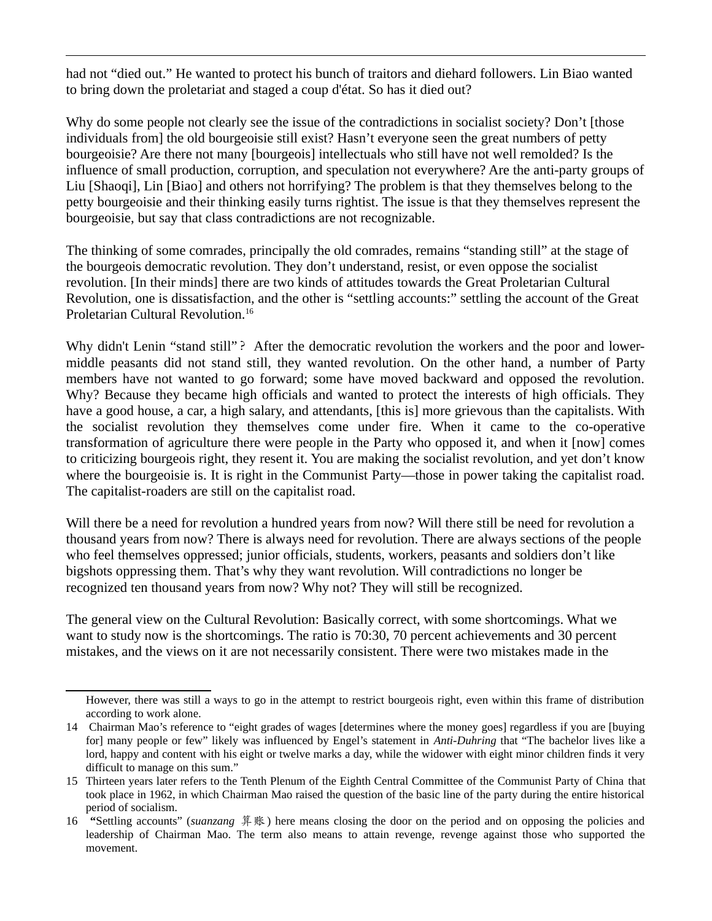had not "died out." He wanted to protect his bunch of traitors and diehard followers. Lin Biao wanted to bring down the proletariat and staged a coup d'état. So has it died out?

Why do some people not clearly see the issue of the contradictions in socialist society? Don't [those individuals from] the old bourgeoisie still exist? Hasn't everyone seen the great numbers of petty bourgeoisie? Are there not many [bourgeois] intellectuals who still have not well remolded? Is the influence of small production, corruption, and speculation not everywhere? Are the anti-party groups of Liu [Shaoqi], Lin [Biao] and others not horrifying? The problem is that they themselves belong to the petty bourgeoisie and their thinking easily turns rightist. The issue is that they themselves represent the bourgeoisie, but say that class contradictions are not recognizable.

The thinking of some comrades, principally the old comrades, remains "standing still" at the stage of the bourgeois democratic revolution. They don't understand, resist, or even oppose the socialist revolution. [In their minds] there are two kinds of attitudes towards the Great Proletarian Cultural Revolution, one is dissatisfaction, and the other is "settling accounts:" settling the account of the Great Proletarian Cultural Revolution.[16]

Why didn't Lenin "stand still"？ After the democratic revolution the workers and the poor and lower-middle peasants did not stand still, they wanted revolution. On the other hand, a number of Party members have not wanted to go forward; some have moved backward and opposed the revolution. Why? Because they became high officials and wanted to protect the interests of high officials. They have a good house, a car, a high salary, and attendants, [this is] more grievous than the capitalists. With the socialist revolution they themselves come under fire. When it came to the co-operative transformation of agriculture there were people in the Party who opposed it, and when it [now] comes to criticizing bourgeois right, they resent it. You are making the socialist revolution, and yet don't know where the bourgeoisie is. It is right in the Communist Party—those in power taking the capitalist road. The capitalist-roaders are still on the capitalist road.

Will there be a need for revolution a hundred years from now? Will there still be need for revolution a thousand years from now? There is always need for revolution. There are always sections of the people who feel themselves oppressed; junior officials, students, workers, peasants and soldiers don't like bigshots oppressing them. That's why they want revolution. Will contradictions no longer be recognized ten thousand years from now? Why not? They will still be recognized.

The general view on the Cultural Revolution: Basically correct, with some shortcomings. What we want to study now is the shortcomings. The ratio is 70:30, 70 percent achievements and 30 percent mistakes, and the views on it are not necessarily consistent. There were two mistakes made in the

---

However, there was still a ways to go in the attempt to restrict bourgeois right, even within this frame of distribution according to work alone.

14 Chairman Mao's reference to "eight grades of wages [determines where the money goes] regardless if you are [buying for] many people or few" likely was influenced by Engel's statement in *Anti-Duhring* that "The bachelor lives like a lord, happy and content with his eight or twelve marks a day, while the widower with eight minor children finds it very difficult to manage on this sum."

15 Thirteen years later refers to the Tenth Plenum of the Eighth Central Committee of the Communist Party of China that took place in 1962, in which Chairman Mao raised the question of the basic line of the party during the entire historical period of socialism.

16 **"**Settling accounts" (*suanzang* 算账) here means closing the door on the period and on opposing the policies and leadership of Chairman Mao. The term also means to attain revenge, revenge against those who supported the movement.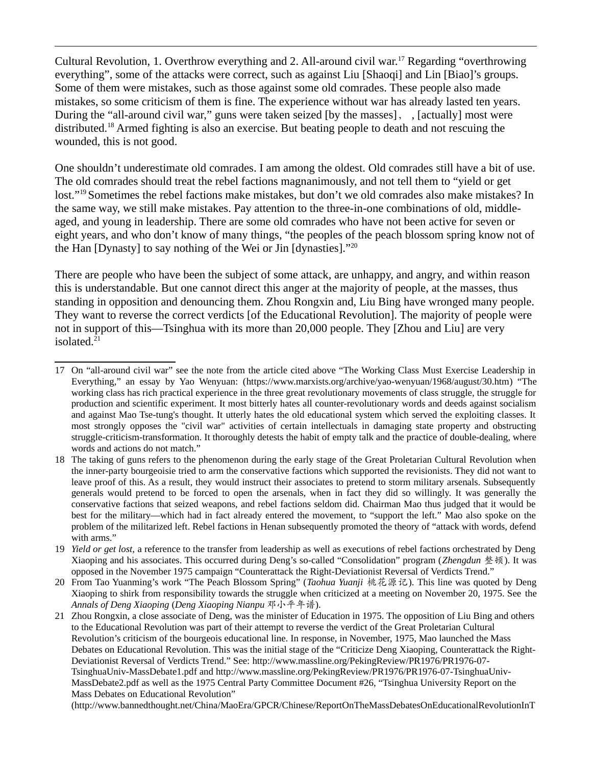Cultural Revolution, 1. Overthrow everything and 2. All-around civil war.[17] Regarding "overthrowing everything", some of the attacks were correct, such as against Liu [Shaoqi] and Lin [Biao]'s groups. Some of them were mistakes, such as those against some old comrades. These people also made mistakes, so some criticism of them is fine. The experience without war has already lasted ten years. During the "all-around civil war," guns were taken seized [by the masses]，, [actually] most were distributed.[18] Armed fighting is also an exercise. But beating people to death and not rescuing the wounded, this is not good.

One shouldn't underestimate old comrades. I am among the oldest. Old comrades still have a bit of use. The old comrades should treat the rebel factions magnanimously, and not tell them to "yield or get lost."[19] Sometimes the rebel factions make mistakes, but don't we old comrades also make mistakes? In the same way, we still make mistakes. Pay attention to the three-in-one combinations of old, middle-aged, and young in leadership. There are some old comrades who have not been active for seven or eight years, and who don't know of many things, "the peoples of the peach blossom spring know not of the Han [Dynasty] to say nothing of the Wei or Jin [dynasties]."[20]

There are people who have been the subject of some attack, are unhappy, and angry, and within reason this is understandable. But one cannot direct this anger at the majority of people, at the masses, thus standing in opposition and denouncing them. Zhou Rongxin and, Liu Bing have wronged many people. They want to reverse the correct verdicts [of the Educational Revolution]. The majority of people were not in support of this—Tsinghua with its more than 20,000 people. They [Zhou and Liu] are very isolated.[21]

---

17 On "all-around civil war" see the note from the article cited above "The Working Class Must Exercise Leadership in Everything," an essay by Yao Wenyuan: (https://www.marxists.org/archive/yao-wenyuan/1968/august/30.htm) "The working class has rich practical experience in the three great revolutionary movements of class struggle, the struggle for production and scientific experiment. It most bitterly hates all counter-revolutionary words and deeds against socialism and against Mao Tse-tung's thought. It utterly hates the old educational system which served the exploiting classes. It most strongly opposes the "civil war" activities of certain intellectuals in damaging state property and obstructing struggle-criticism-transformation. It thoroughly detests the habit of empty talk and the practice of double-dealing, where words and actions do not match."

18 The taking of guns refers to the phenomenon during the early stage of the Great Proletarian Cultural Revolution when the inner-party bourgeoisie tried to arm the conservative factions which supported the revisionists. They did not want to leave proof of this. As a result, they would instruct their associates to pretend to storm military arsenals. Subsequently generals would pretend to be forced to open the arsenals, when in fact they did so willingly. It was generally the conservative factions that seized weapons, and rebel factions seldom did. Chairman Mao thus judged that it would be best for the military—which had in fact already entered the movement, to "support the left." Mao also spoke on the problem of the militarized left. Rebel factions in Henan subsequently promoted the theory of "attack with words, defend with arms."

19 *Yield or get lost*, a reference to the transfer from leadership as well as executions of rebel factions orchestrated by Deng Xiaoping and his associates. This occurred during Deng's so-called "Consolidation" program (*Zhengdun* 整顿). It was opposed in the November 1975 campaign "Counterattack the Right-Deviationist Reversal of Verdicts Trend."

20 From Tao Yuanming's work "The Peach Blossom Spring" (*Taohua Yuanji* 桃花源记). This line was quoted by Deng Xiaoping to shirk from responsibility towards the struggle when criticized at a meeting on November 20, 1975. See the *Annals of Deng Xiaoping* (*Deng Xiaoping Nianpu* 邓小平年谱).

21 Zhou Rongxin, a close associate of Deng, was the minister of Education in 1975. The opposition of Liu Bing and others to the Educational Revolution was part of their attempt to reverse the verdict of the Great Proletarian Cultural Revolution's criticism of the bourgeois educational line. In response, in November, 1975, Mao launched the Mass Debates on Educational Revolution. This was the initial stage of the "Criticize Deng Xiaoping, Counterattack the Right-Deviationist Reversal of Verdicts Trend." See: http://www.massline.org/PekingReview/PR1976/PR1976-07-TsinghuaUniv-MassDebate1.pdf and http://www.massline.org/PekingReview/PR1976/PR1976-07-TsinghuaUniv-MassDebate2.pdf as well as the 1975 Central Party Committee Document #26, "Tsinghua University Report on the Mass Debates on Educational Revolution" (http://www.bannedthought.net/China/MaoEra/GPCR/Chinese/ReportOnTheMassDebatesOnEducationalRevolutionInT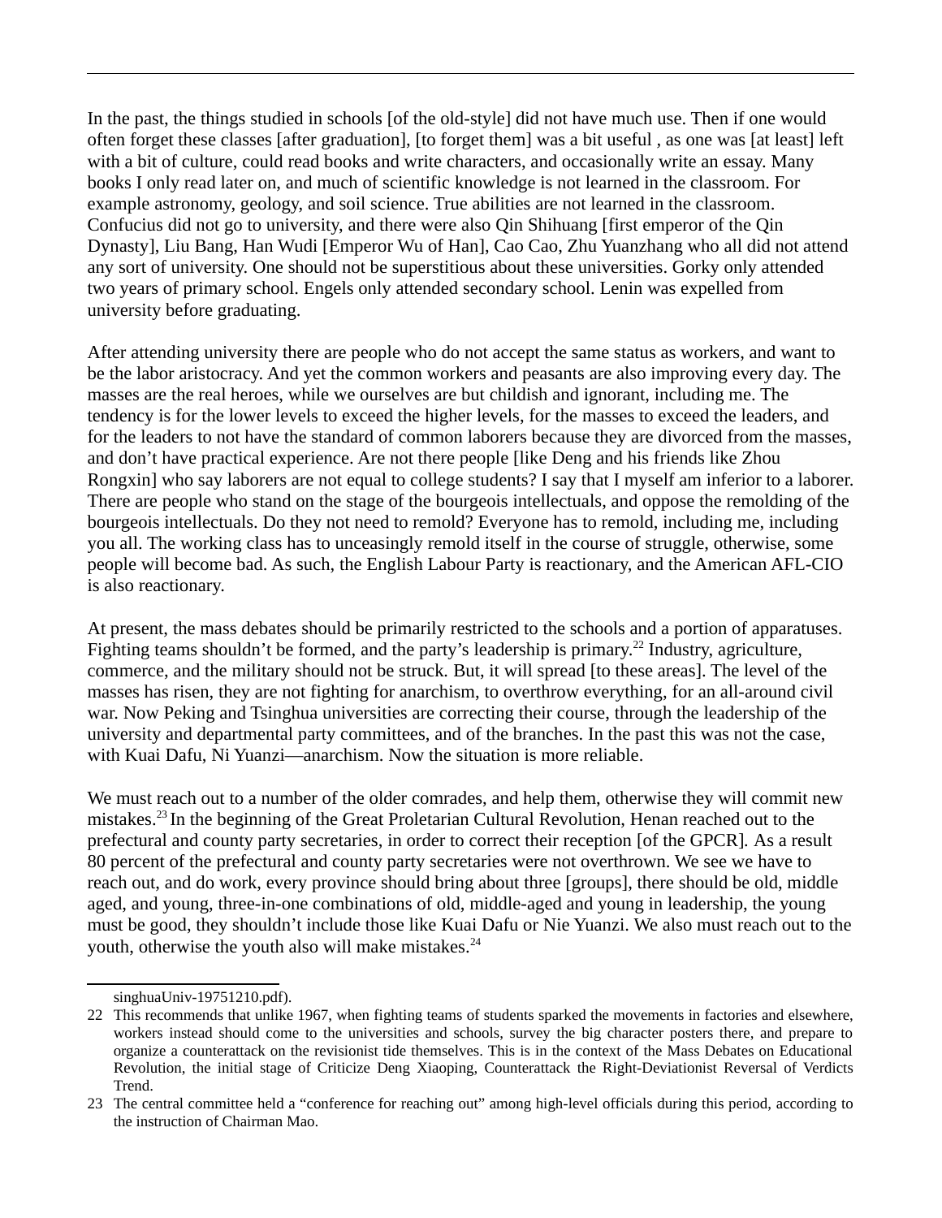In the past, the things studied in schools [of the old-style] did not have much use. Then if one would often forget these classes [after graduation], [to forget them] was a bit useful , as one was [at least] left with a bit of culture, could read books and write characters, and occasionally write an essay. Many books I only read later on, and much of scientific knowledge is not learned in the classroom. For example astronomy, geology, and soil science. True abilities are not learned in the classroom. Confucius did not go to university, and there were also Qin Shihuang [first emperor of the Qin Dynasty], Liu Bang, Han Wudi [Emperor Wu of Han], Cao Cao, Zhu Yuanzhang who all did not attend any sort of university. One should not be superstitious about these universities. Gorky only attended two years of primary school. Engels only attended secondary school. Lenin was expelled from university before graduating.

After attending university there are people who do not accept the same status as workers, and want to be the labor aristocracy. And yet the common workers and peasants are also improving every day. The masses are the real heroes, while we ourselves are but childish and ignorant, including me. The tendency is for the lower levels to exceed the higher levels, for the masses to exceed the leaders, and for the leaders to not have the standard of common laborers because they are divorced from the masses, and don't have practical experience. Are not there people [like Deng and his friends like Zhou Rongxin] who say laborers are not equal to college students? I say that I myself am inferior to a laborer. There are people who stand on the stage of the bourgeois intellectuals, and oppose the remolding of the bourgeois intellectuals. Do they not need to remold? Everyone has to remold, including me, including you all. The working class has to unceasingly remold itself in the course of struggle, otherwise, some people will become bad. As such, the English Labour Party is reactionary, and the American AFL-CIO is also reactionary.

At present, the mass debates should be primarily restricted to the schools and a portion of apparatuses. Fighting teams shouldn't be formed, and the party's leadership is primary.[22] Industry, agriculture, commerce, and the military should not be struck. But, it will spread [to these areas]. The level of the masses has risen, they are not fighting for anarchism, to overthrow everything, for an all-around civil war. Now Peking and Tsinghua universities are correcting their course, through the leadership of the university and departmental party committees, and of the branches. In the past this was not the case, with Kuai Dafu, Ni Yuanzi—anarchism. Now the situation is more reliable.

We must reach out to a number of the older comrades, and help them, otherwise they will commit new mistakes.[23] In the beginning of the Great Proletarian Cultural Revolution, Henan reached out to the prefectural and county party secretaries, in order to correct their reception [of the GPCR]. As a result 80 percent of the prefectural and county party secretaries were not overthrown. We see we have to reach out, and do work, every province should bring about three [groups], there should be old, middle aged, and young, three-in-one combinations of old, middle-aged and young in leadership, the young must be good, they shouldn't include those like Kuai Dafu or Nie Yuanzi. We also must reach out to the youth, otherwise the youth also will make mistakes.[24]

---

singhuaUniv-19751210.pdf).

22 This recommends that unlike 1967, when fighting teams of students sparked the movements in factories and elsewhere, workers instead should come to the universities and schools, survey the big character posters there, and prepare to organize a counterattack on the revisionist tide themselves. This is in the context of the Mass Debates on Educational Revolution, the initial stage of Criticize Deng Xiaoping, Counterattack the Right-Deviationist Reversal of Verdicts Trend.

23 The central committee held a "conference for reaching out" among high-level officials during this period, according to the instruction of Chairman Mao.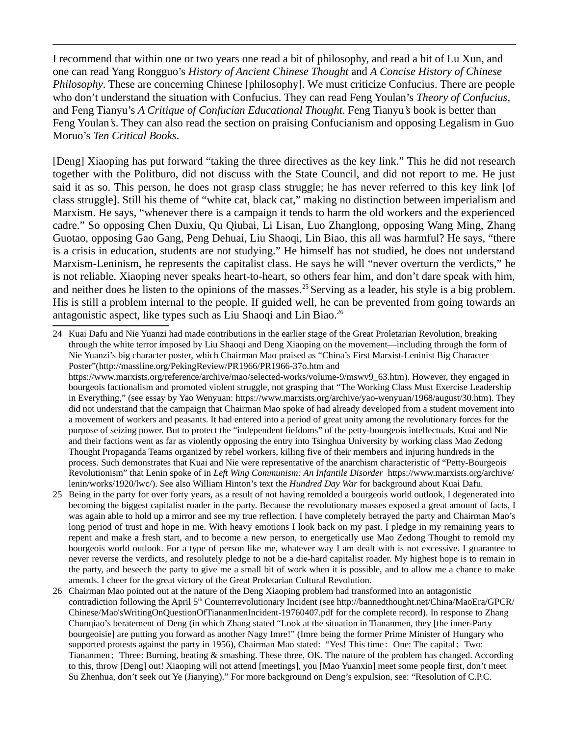I recommend that within one or two years one read a bit of philosophy, and read a bit of Lu Xun, and one can read Yang Rongguo's *History of Ancient Chinese Thought* and *A Concise History of Chinese Philosophy*. These are concerning Chinese [philosophy]. We must criticize Confucius. There are people who don't understand the situation with Confucius. They can read Feng Youlan's *Theory of Confucius*, and Feng Tianyu's *A Critique of Confucian Educational Thought*. Feng Tianyu's book is better than Feng Youlan's. They can also read the section on praising Confucianism and opposing Legalism in Guo Moruo's *Ten Critical Books*.

[Deng] Xiaoping has put forward "taking the three directives as the key link." This he did not research together with the Politburo, did not discuss with the State Council, and did not report to me. He just said it as so. This person, he does not grasp class struggle; he has never referred to this key link [of class struggle]. Still his theme of "white cat, black cat," making no distinction between imperialism and Marxism. He says, "whenever there is a campaign it tends to harm the old workers and the experienced cadre." So opposing Chen Duxiu, Qu Qiubai, Li Lisan, Luo Zhanglong, opposing Wang Ming, Zhang Guotao, opposing Gao Gang, Peng Dehuai, Liu Shaoqi, Lin Biao, this all was harmful? He says, "there is a crisis in education, students are not studying." He himself has not studied, he does not understand Marxism-Leninism, he represents the capitalist class. He says he will "never overturn the verdicts," he is not reliable. Xiaoping never speaks heart-to-heart, so others fear him, and don't dare speak with him, and neither does he listen to the opinions of the masses.[25] Serving as a leader, his style is a big problem. His is still a problem internal to the people. If guided well, he can be prevented from going towards an antagonistic aspect, like types such as Liu Shaoqi and Lin Biao.[26]

---

24 Kuai Dafu and Nie Yuanzi had made contributions in the earlier stage of the Great Proletarian Revolution, breaking through the white terror imposed by Liu Shaoqi and Deng Xiaoping on the movement—including through the form of Nie Yuanzi's big character poster, which Chairman Mao praised as "China's First Marxist-Leninist Big Character Poster"(http://massline.org/PekingReview/PR1966/PR1966-37o.htm and https://www.marxists.org/reference/archive/mao/selected-works/volume-9/mswv9_63.htm). However, they engaged in bourgeois factionalism and promoted violent struggle, not grasping that "The Working Class Must Exercise Leadership in Everything," (see essay by Yao Wenyuan: https://www.marxists.org/archive/yao-wenyuan/1968/august/30.htm). They did not understand that the campaign that Chairman Mao spoke of had already developed from a student movement into a movement of workers and peasants. It had entered into a period of great unity among the revolutionary forces for the purpose of seizing power. But to protect the "independent fiefdoms" of the petty-bourgeois intellectuals, Kuai and Nie and their factions went as far as violently opposing the entry into Tsinghua University by working class Mao Zedong Thought Propaganda Teams organized by rebel workers, killing five of their members and injuring hundreds in the process. Such demonstrates that Kuai and Nie were representative of the anarchism characteristic of "Petty-Bourgeois Revolutionism" that Lenin spoke of in *Left Wing Communism: An Infantile Disorder* https://www.marxists.org/archive/lenin/works/1920/lwc/). See also William Hinton's text the *Hundred Day War* for background about Kuai Dafu.

25 Being in the party for over forty years, as a result of not having remolded a bourgeois world outlook, I degenerated into becoming the biggest capitalist roader in the party. Because the revolutionary masses exposed a great amount of facts, I was again able to hold up a mirror and see my true reflection. I have completely betrayed the party and Chairman Mao's long period of trust and hope in me. With heavy emotions I look back on my past. I pledge in my remaining years to repent and make a fresh start, and to become a new person, to energetically use Mao Zedong Thought to remold my bourgeois world outlook. For a type of person like me, whatever way I am dealt with is not excessive. I guarantee to never reverse the verdicts, and resolutely pledge to not be a die-hard capitalist roader. My highest hope is to remain in the party, and beseech the party to give me a small bit of work when it is possible, and to allow me a chance to make amends. I cheer for the great victory of the Great Proletarian Cultural Revolution.

26 Chairman Mao pointed out at the nature of the Deng Xiaoping problem had transformed into an antagonistic contradiction following the April 5th Counterrevolutionary Incident (see http://bannedthought.net/China/MaoEra/GPCR/Chinese/Mao'sWritingOnQuestionOfTiananmenIncident-19760407.pdf for the complete record). In response to Zhang Chunqiao's beratement of Deng (in which Zhang stated "Look at the situation in Tiananmen, they [the inner-Party bourgeoisie] are putting you forward as another Nagy Imre!" (Imre being the former Prime Minister of Hungary who supported protests against the party in 1956), Chairman Mao stated: "Yes! This time：One: The capital；Two: Tiananmen；Three: Burning, beating & smashing. These three, OK. The nature of the problem has changed. According to this, throw [Deng] out! Xiaoping will not attend [meetings], you [Mao Yuanxin] meet some people first, don't meet Su Zhenhua, don't seek out Ye (Jianying)." For more background on Deng's expulsion, see: "Resolution of C.P.C.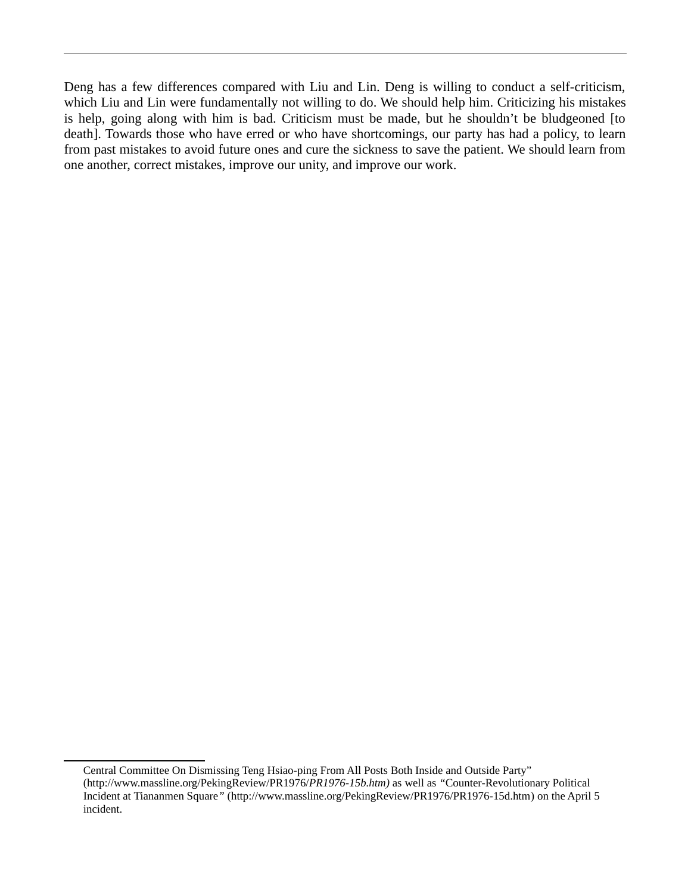Deng has a few differences compared with Liu and Lin. Deng is willing to conduct a self-criticism, which Liu and Lin were fundamentally not willing to do. We should help him. Criticizing his mistakes is help, going along with him is bad. Criticism must be made, but he shouldn't be bludgeoned [to death]. Towards those who have erred or who have shortcomings, our party has had a policy, to learn from past mistakes to avoid future ones and cure the sickness to save the patient. We should learn from one another, correct mistakes, improve our unity, and improve our work.

---

Central Committee On Dismissing Teng Hsiao-ping From All Posts Both Inside and Outside Party" (http://www.massline.org/PekingReview/PR1976/*PR1976-15b.htm)* as well as *"*Counter-Revolutionary Political Incident at Tiananmen Square*"* (http://www.massline.org/PekingReview/PR1976/PR1976-15d.htm) on the April 5 incident.